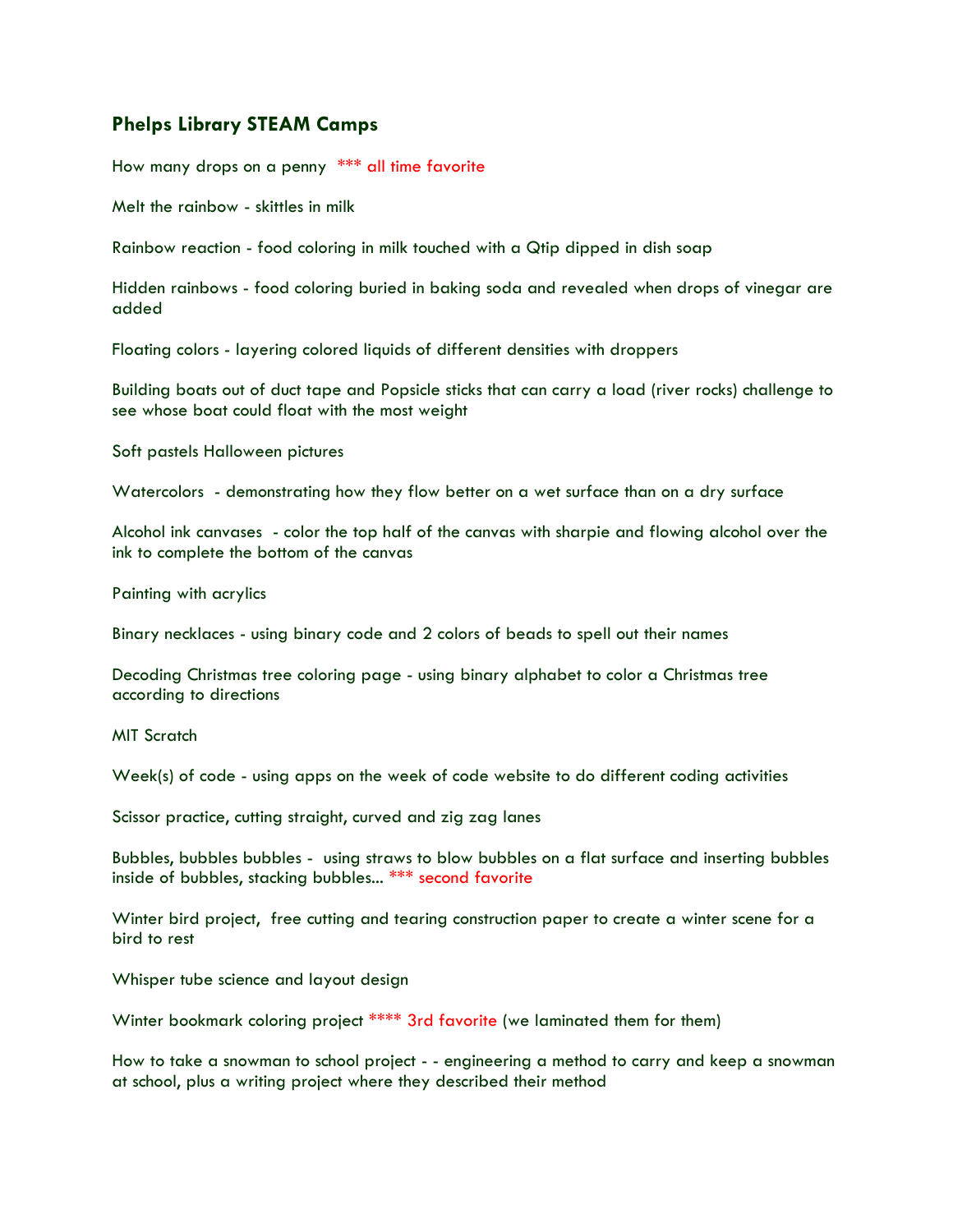## Phelps Library STEAM Camps

How many drops on a penny *** all time favorite

Melt the rainbow - skittles in milk

Rainbow reaction - food coloring in milk touched with a Qtip dipped in dish soap

Hidden rainbows - food coloring buried in baking soda and revealed when drops of vinegar are added

Floating colors - layering colored liquids of different densities with droppers

Building boats out of duct tape and Popsicle sticks that can carry a load (river rocks) challenge to see whose boat could float with the most weight

Soft pastels Halloween pictures

Watercolors - demonstrating how they flow better on a wet surface than on a dry surface

Alcohol ink canvases - color the top half of the canvas with sharpie and flowing alcohol over the ink to complete the bottom of the canvas

Painting with acrylics

Binary necklaces - using binary code and 2 colors of beads to spell out their names

Decoding Christmas tree coloring page - using binary alphabet to color a Christmas tree according to directions

MIT Scratch

Week(s) of code - using apps on the week of code website to do different coding activities

Scissor practice, cutting straight, curved and zig zag lanes

Bubbles, bubbles bubbles - using straws to blow bubbles on a flat surface and inserting bubbles inside of bubbles, stacking bubbles... *** second favorite

Winter bird project, free cutting and tearing construction paper to create a winter scene for a bird to rest

Whisper tube science and layout design

Winter bookmark coloring project **** 3rd favorite (we laminated them for them)

How to take a snowman to school project - - engineering a method to carry and keep a snowman at school, plus a writing project where they described their method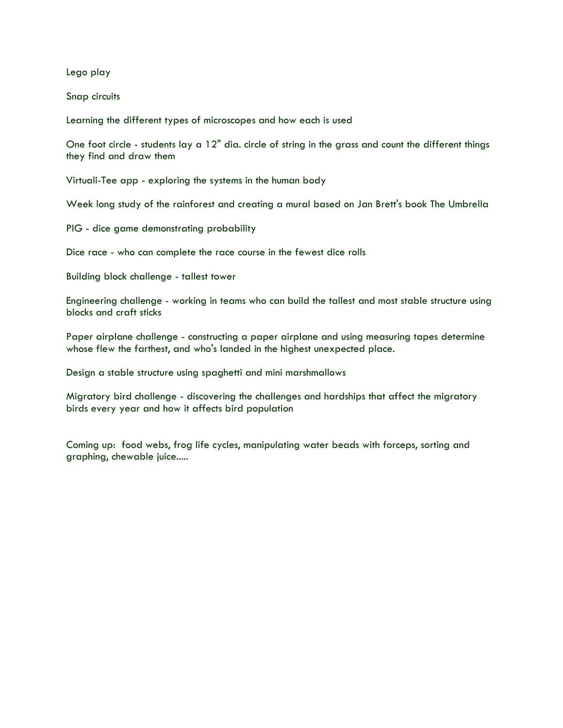Lego play

Snap circuits

Learning the different types of microscopes and how each is used

One foot circle - students lay a 12" dia. circle of string in the grass and count the different things they find and draw them

Virtuali-Tee app - exploring the systems in the human body

Week long study of the rainforest and creating a mural based on Jan Brett's book The Umbrella

PIG - dice game demonstrating probability

Dice race - who can complete the race course in the fewest dice rolls

Building block challenge - tallest tower

Engineering challenge - working in teams who can build the tallest and most stable structure using blocks and craft sticks

Paper airplane challenge - constructing a paper airplane and using measuring tapes determine whose flew the farthest, and who's landed in the highest unexpected place.

Design a stable structure using spaghetti and mini marshmallows

Migratory bird challenge - discovering the challenges and hardships that affect the migratory birds every year and how it affects bird population

Coming up: food webs, frog life cycles, manipulating water beads with forceps, sorting and graphing, chewable juice.....